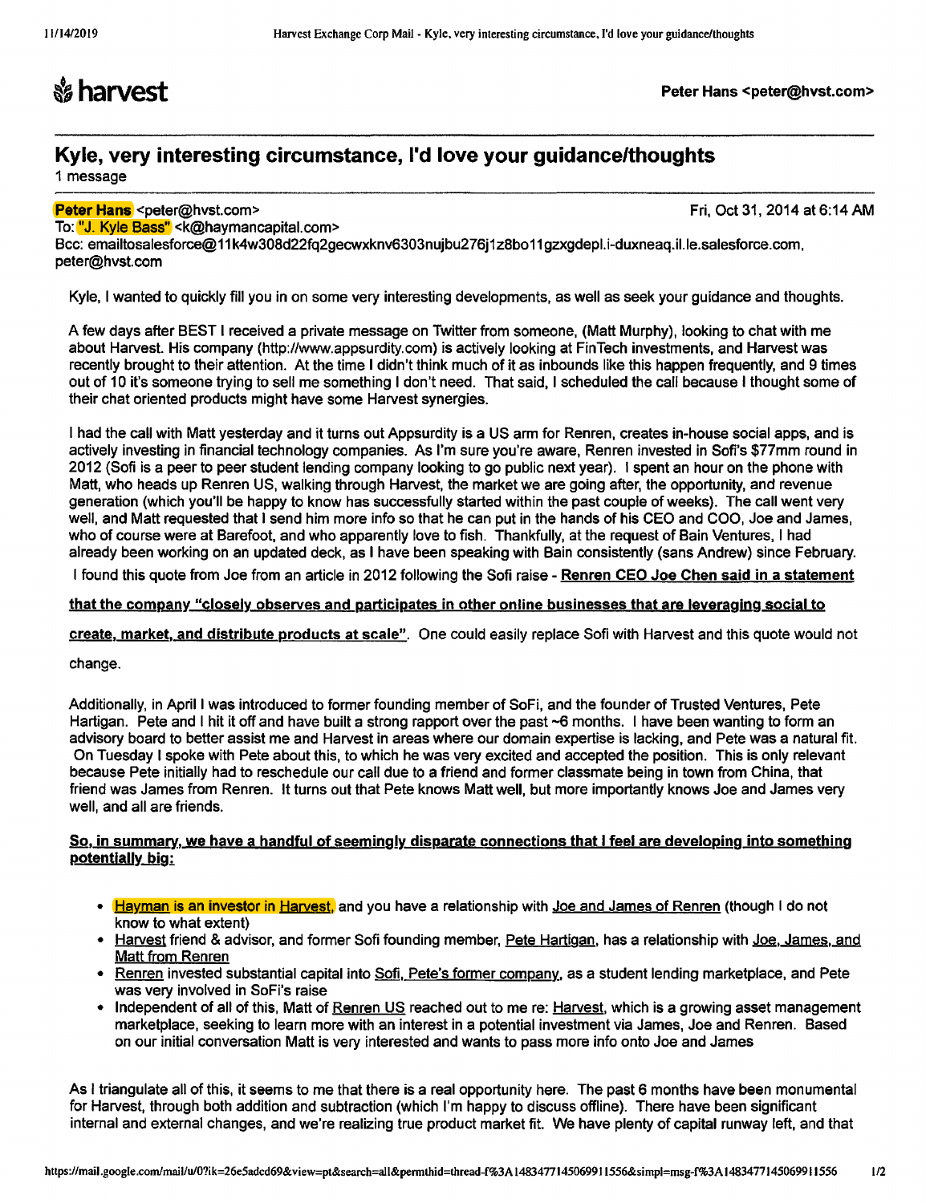harvest

**Peter Hans <peter@hvst.com>**

---

## Kyle, very interesting circumstance, I'd love your guidance/thoughts

1 message

---

**Peter Hans** <peter@hvst.com> Fri, Oct 31, 2014 at 6:14 AM
To: "J. Kyle Bass" <k@haymancapital.com>
Bcc: emailtosalesforce@11k4w308d22fq2gecwxknv6303nujbu276j1z8bo11gzxgdepl.i-duxneaq.il.le.salesforce.com, peter@hvst.com

Kyle, I wanted to quickly fill you in on some very interesting developments, as well as seek your guidance and thoughts.

A few days after BEST I received a private message on Twitter from someone, (Matt Murphy), looking to chat with me about Harvest. His company (http://www.appsurdity.com) is actively looking at FinTech investments, and Harvest was recently brought to their attention. At the time I didn't think much of it as inbounds like this happen frequently, and 9 times out of 10 it's someone trying to sell me something I don't need. That said, I scheduled the call because I thought some of their chat oriented products might have some Harvest synergies.

I had the call with Matt yesterday and it turns out Appsurdity is a US arm for Renren, creates in-house social apps, and is actively investing in financial technology companies. As I'm sure you're aware, Renren invested in Sofi's $77mm round in 2012 (Sofi is a peer to peer student lending company looking to go public next year). I spent an hour on the phone with Matt, who heads up Renren US, walking through Harvest, the market we are going after, the opportunity, and revenue generation (which you'll be happy to know has successfully started within the past couple of weeks). The call went very well, and Matt requested that I send him more info so that he can put in the hands of his CEO and COO, Joe and James, who of course were at Barefoot, and who apparently love to fish. Thankfully, at the request of Bain Ventures, I had already been working on an updated deck, as I have been speaking with Bain consistently (sans Andrew) since February.

I found this quote from Joe from an article in 2012 following the Sofi raise - <u>Renren CEO Joe Chen said in a statement that the company "closely observes and participates in other online businesses that are leveraging social to create, market, and distribute products at scale"</u>. One could easily replace Sofi with Harvest and this quote would not change.

Additionally, in April I was introduced to former founding member of SoFi, and the founder of Trusted Ventures, Pete Hartigan. Pete and I hit it off and have built a strong rapport over the past ~6 months. I have been wanting to form an advisory board to better assist me and Harvest in areas where our domain expertise is lacking, and Pete was a natural fit. On Tuesday I spoke with Pete about this, to which he was very excited and accepted the position. This is only relevant because Pete initially had to reschedule our call due to a friend and former classmate being in town from China, that friend was James from Renren. It turns out that Pete knows Matt well, but more importantly knows Joe and James very well, and all are friends.

**<u>So, in summary, we have a handful of seemingly disparate connections that I feel are developing into something potentially big:</u>**

- <u>Hayman is an investor in Harvest</u>, and you have a relationship with <u>Joe and James of Renren</u> (though I do not know to what extent)
- <u>Harvest</u> friend & advisor, and former Sofi founding member, <u>Pete Hartigan</u>, has a relationship with <u>Joe, James, and Matt from Renren</u>
- <u>Renren</u> invested substantial capital into <u>Sofi, Pete's former company</u>, as a student lending marketplace, and Pete was very involved in SoFi's raise
- Independent of all of this, Matt of <u>Renren US</u> reached out to me re: <u>Harvest</u>, which is a growing asset management marketplace, seeking to learn more with an interest in a potential investment via James, Joe and Renren. Based on our initial conversation Matt is very interested and wants to pass more info onto Joe and James

As I triangulate all of this, it seems to me that there is a real opportunity here. The past 6 months have been monumental for Harvest, through both addition and subtraction (which I'm happy to discuss offline). There have been significant internal and external changes, and we're realizing true product market fit. We have plenty of capital runway left, and that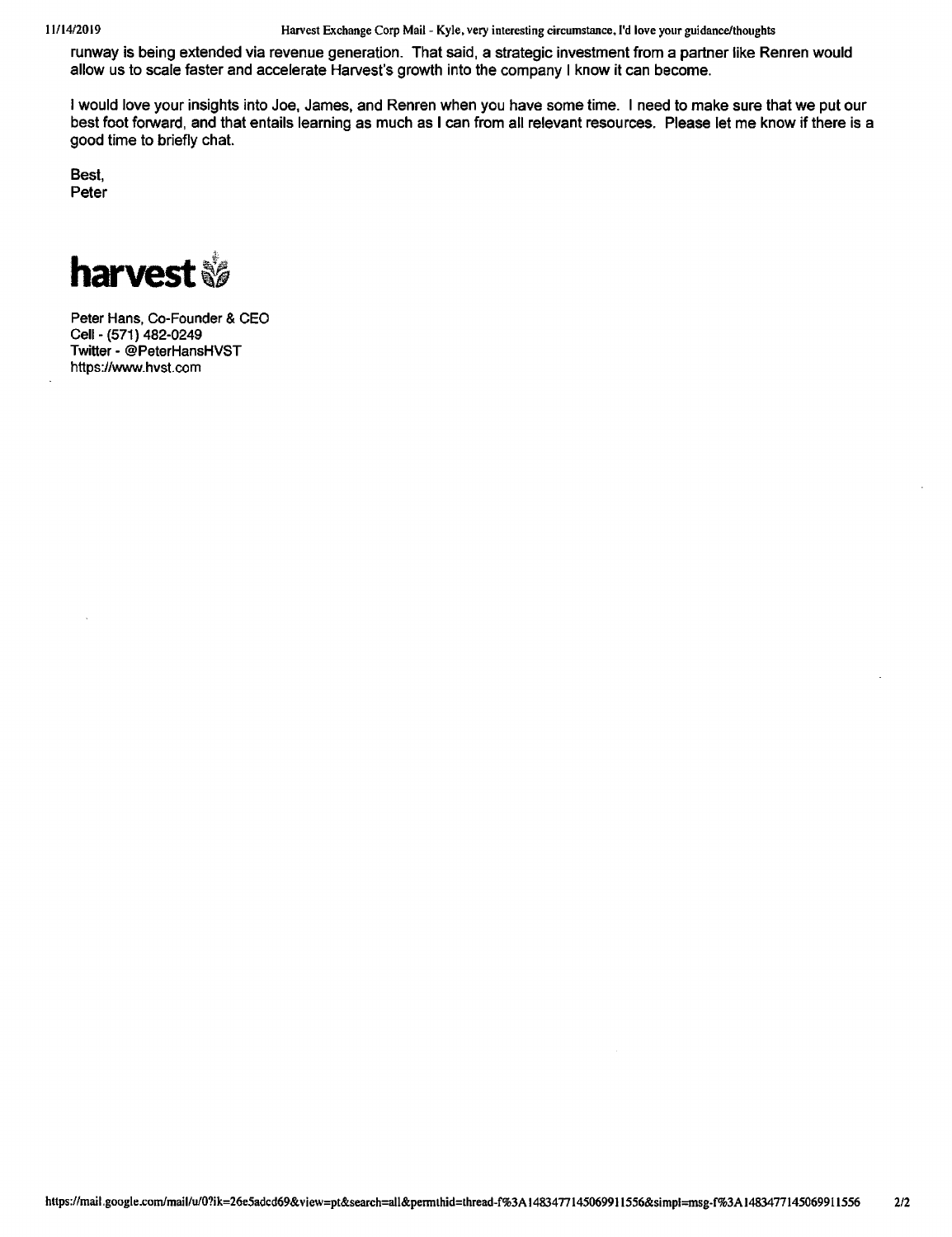runway is being extended via revenue generation. That said, a strategic investment from a partner like Renren would allow us to scale faster and accelerate Harvest's growth into the company I know it can become.

I would love your insights into Joe, James, and Renren when you have some time. I need to make sure that we put our best foot forward, and that entails learning as much as I can from all relevant resources. Please let me know if there is a good time to briefly chat.

Best,
Peter

**harvest**

Peter Hans, Co-Founder & CEO
Cell - (571) 482-0249
Twitter - @PeterHansHVST
https://www.hvst.com